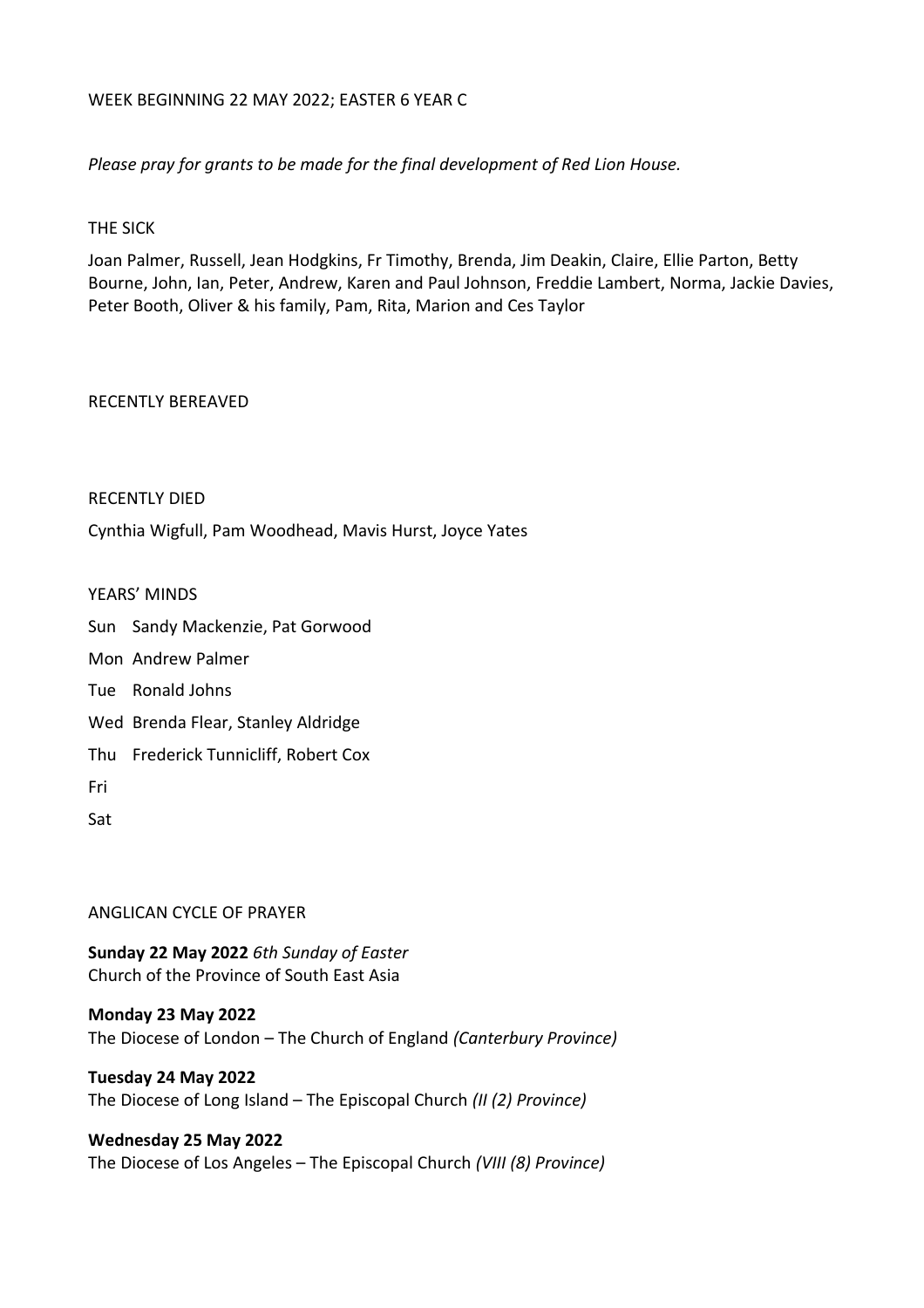WEEK BEGINNING 22 MAY 2022; EASTER 6 YEAR C

*Please pray for grants to be made for the final development of Red Lion House.*

THE SICK

Joan Palmer, Russell, Jean Hodgkins, Fr Timothy, Brenda, Jim Deakin, Claire, Ellie Parton, Betty Bourne, John, Ian, Peter, Andrew, Karen and Paul Johnson, Freddie Lambert, Norma, Jackie Davies, Peter Booth, Oliver & his family, Pam, Rita, Marion and Ces Taylor

RECENTLY BEREAVED

RECENTLY DIED

Cynthia Wigfull, Pam Woodhead, Mavis Hurst, Joyce Yates

YEARS' MINDS

Sun Sandy Mackenzie, Pat Gorwood

Mon Andrew Palmer

Tue Ronald Johns

Wed Brenda Flear, Stanley Aldridge

Thu Frederick Tunnicliff, Robert Cox

Fri

Sat

ANGLICAN CYCLE OF PRAYER

**Sunday 22 May 2022** *6th Sunday of Easter*
Church of the Province of South East Asia

**Monday 23 May 2022**
The Diocese of London – The Church of England *(Canterbury Province)*

**Tuesday 24 May 2022**
The Diocese of Long Island – The Episcopal Church *(II (2) Province)*

**Wednesday 25 May 2022**
The Diocese of Los Angeles – The Episcopal Church *(VIII (8) Province)*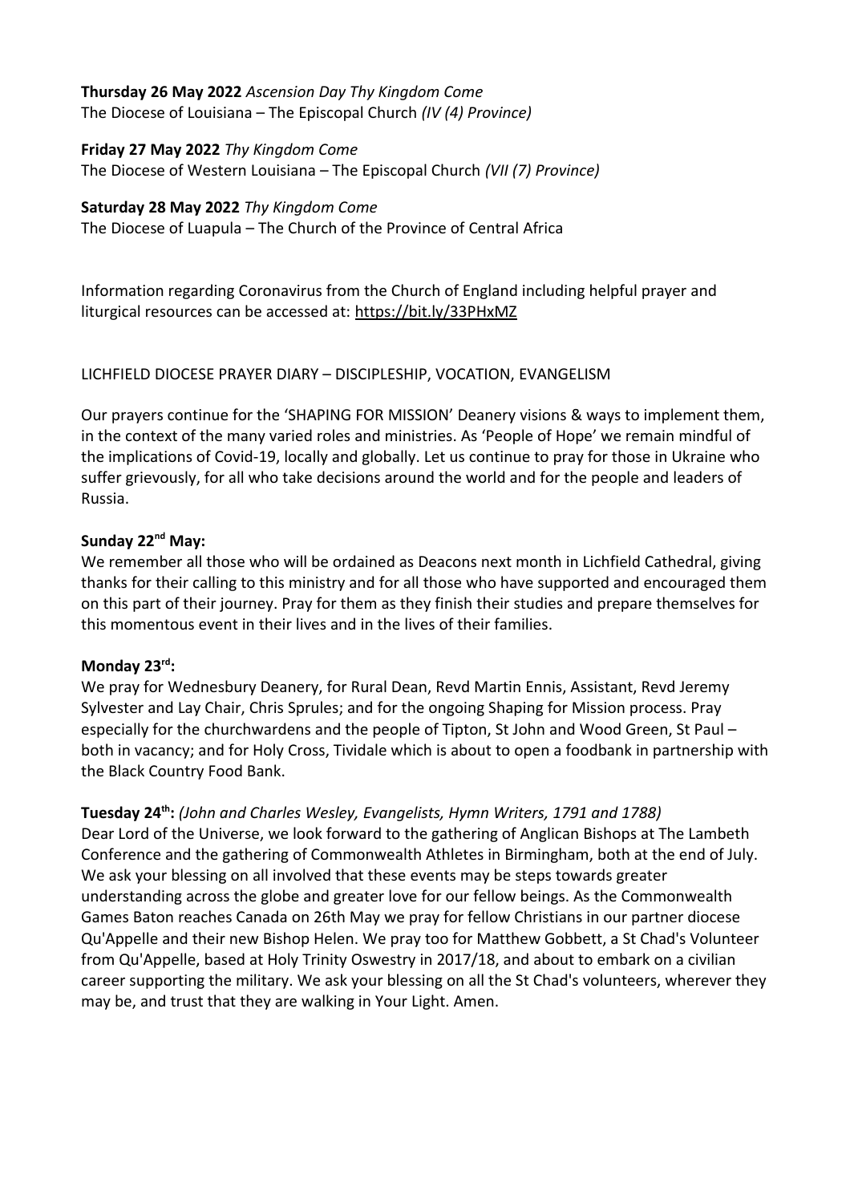**Thursday 26 May 2022** *Ascension Day Thy Kingdom Come*
The Diocese of Louisiana – The Episcopal Church *(IV (4) Province)*

**Friday 27 May 2022** *Thy Kingdom Come*
The Diocese of Western Louisiana – The Episcopal Church *(VII (7) Province)*

**Saturday 28 May 2022** *Thy Kingdom Come*
The Diocese of Luapula – The Church of the Province of Central Africa

Information regarding Coronavirus from the Church of England including helpful prayer and liturgical resources can be accessed at: https://bit.ly/33PHxMZ

LICHFIELD DIOCESE PRAYER DIARY – DISCIPLESHIP, VOCATION, EVANGELISM

Our prayers continue for the 'SHAPING FOR MISSION' Deanery visions & ways to implement them, in the context of the many varied roles and ministries. As 'People of Hope' we remain mindful of the implications of Covid-19, locally and globally. Let us continue to pray for those in Ukraine who suffer grievously, for all who take decisions around the world and for the people and leaders of Russia.

**Sunday 22nd May:**
We remember all those who will be ordained as Deacons next month in Lichfield Cathedral, giving thanks for their calling to this ministry and for all those who have supported and encouraged them on this part of their journey. Pray for them as they finish their studies and prepare themselves for this momentous event in their lives and in the lives of their families.

**Monday 23rd:**
We pray for Wednesbury Deanery, for Rural Dean, Revd Martin Ennis, Assistant, Revd Jeremy Sylvester and Lay Chair, Chris Sprules; and for the ongoing Shaping for Mission process. Pray especially for the churchwardens and the people of Tipton, St John and Wood Green, St Paul – both in vacancy; and for Holy Cross, Tividale which is about to open a foodbank in partnership with the Black Country Food Bank.

**Tuesday 24th:** *(John and Charles Wesley, Evangelists, Hymn Writers, 1791 and 1788)*
Dear Lord of the Universe, we look forward to the gathering of Anglican Bishops at The Lambeth Conference and the gathering of Commonwealth Athletes in Birmingham, both at the end of July. We ask your blessing on all involved that these events may be steps towards greater understanding across the globe and greater love for our fellow beings. As the Commonwealth Games Baton reaches Canada on 26th May we pray for fellow Christians in our partner diocese Qu'Appelle and their new Bishop Helen. We pray too for Matthew Gobbett, a St Chad's Volunteer from Qu'Appelle, based at Holy Trinity Oswestry in 2017/18, and about to embark on a civilian career supporting the military. We ask your blessing on all the St Chad's volunteers, wherever they may be, and trust that they are walking in Your Light. Amen.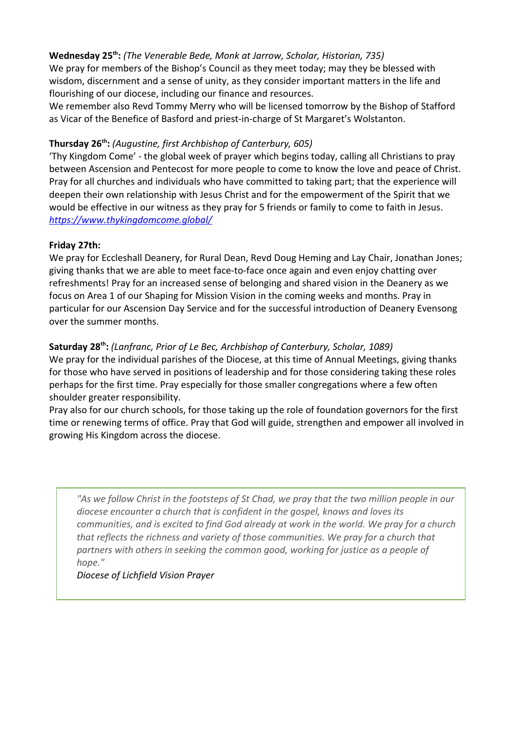**Wednesday 25th:** *(The Venerable Bede, Monk at Jarrow, Scholar, Historian, 735)*
We pray for members of the Bishop's Council as they meet today; may they be blessed with wisdom, discernment and a sense of unity, as they consider important matters in the life and flourishing of our diocese, including our finance and resources.
We remember also Revd Tommy Merry who will be licensed tomorrow by the Bishop of Stafford as Vicar of the Benefice of Basford and priest-in-charge of St Margaret's Wolstanton.

**Thursday 26th:** *(Augustine, first Archbishop of Canterbury, 605)*
'Thy Kingdom Come' - the global week of prayer which begins today, calling all Christians to pray between Ascension and Pentecost for more people to come to know the love and peace of Christ. Pray for all churches and individuals who have committed to taking part; that the experience will deepen their own relationship with Jesus Christ and for the empowerment of the Spirit that we would be effective in our witness as they pray for 5 friends or family to come to faith in Jesus.
*https://www.thykingdomcome.global/*

**Friday 27th:**
We pray for Eccleshall Deanery, for Rural Dean, Revd Doug Heming and Lay Chair, Jonathan Jones; giving thanks that we are able to meet face-to-face once again and even enjoy chatting over refreshments! Pray for an increased sense of belonging and shared vision in the Deanery as we focus on Area 1 of our Shaping for Mission Vision in the coming weeks and months. Pray in particular for our Ascension Day Service and for the successful introduction of Deanery Evensong over the summer months.

**Saturday 28th:** *(Lanfranc, Prior of Le Bec, Archbishop of Canterbury, Scholar, 1089)*
We pray for the individual parishes of the Diocese, at this time of Annual Meetings, giving thanks for those who have served in positions of leadership and for those considering taking these roles perhaps for the first time. Pray especially for those smaller congregations where a few often shoulder greater responsibility.
Pray also for our church schools, for those taking up the role of foundation governors for the first time or renewing terms of office. Pray that God will guide, strengthen and empower all involved in growing His Kingdom across the diocese.

*"As we follow Christ in the footsteps of St Chad, we pray that the two million people in our diocese encounter a church that is confident in the gospel, knows and loves its communities, and is excited to find God already at work in the world. We pray for a church that reflects the richness and variety of those communities. We pray for a church that partners with others in seeking the common good, working for justice as a people of hope."*
*Diocese of Lichfield Vision Prayer*